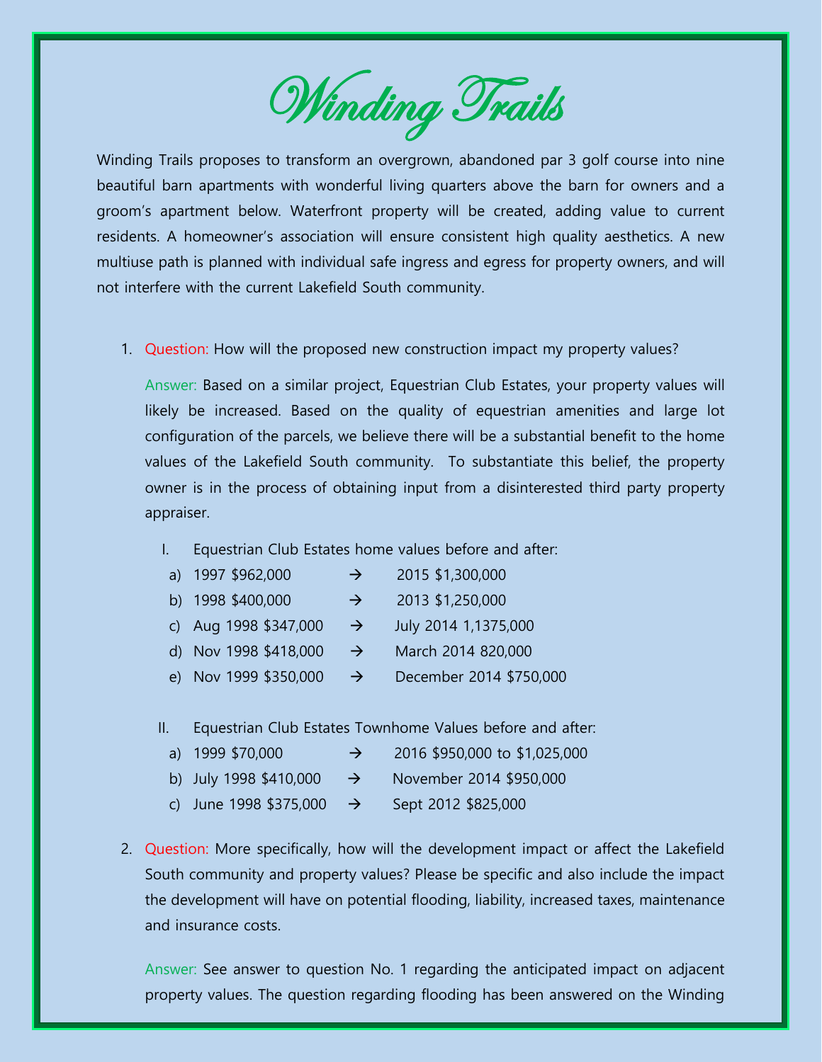# Winding Trails

Winding Trails proposes to transform an overgrown, abandoned par 3 golf course into nine beautiful barn apartments with wonderful living quarters above the barn for owners and a groom's apartment below. Waterfront property will be created, adding value to current residents. A homeowner's association will ensure consistent high quality aesthetics. A new multiuse path is planned with individual safe ingress and egress for property owners, and will not interfere with the current Lakefield South community.

1. Question: How will the proposed new construction impact my property values?

   Answer: Based on a similar project, Equestrian Club Estates, your property values will likely be increased. Based on the quality of equestrian amenities and large lot configuration of the parcels, we believe there will be a substantial benefit to the home values of the Lakefield South community. To substantiate this belief, the property owner is in the process of obtaining input from a disinterested third party property appraiser.

   I. Equestrian Club Estates home values before and after:
      a) 1997 $962,000 → 2015 $1,300,000
      b) 1998 $400,000 → 2013 $1,250,000
      c) Aug 1998 $347,000 → July 2014 1,1375,000
      d) Nov 1998 $418,000 → March 2014 820,000
      e) Nov 1999 $350,000 → December 2014 $750,000

   II. Equestrian Club Estates Townhome Values before and after:
      a) 1999 $70,000 → 2016 $950,000 to $1,025,000
      b) July 1998 $410,000 → November 2014 $950,000
      c) June 1998 $375,000 → Sept 2012 $825,000

2. Question: More specifically, how will the development impact or affect the Lakefield South community and property values? Please be specific and also include the impact the development will have on potential flooding, liability, increased taxes, maintenance and insurance costs.

   Answer: See answer to question No. 1 regarding the anticipated impact on adjacent property values. The question regarding flooding has been answered on the Winding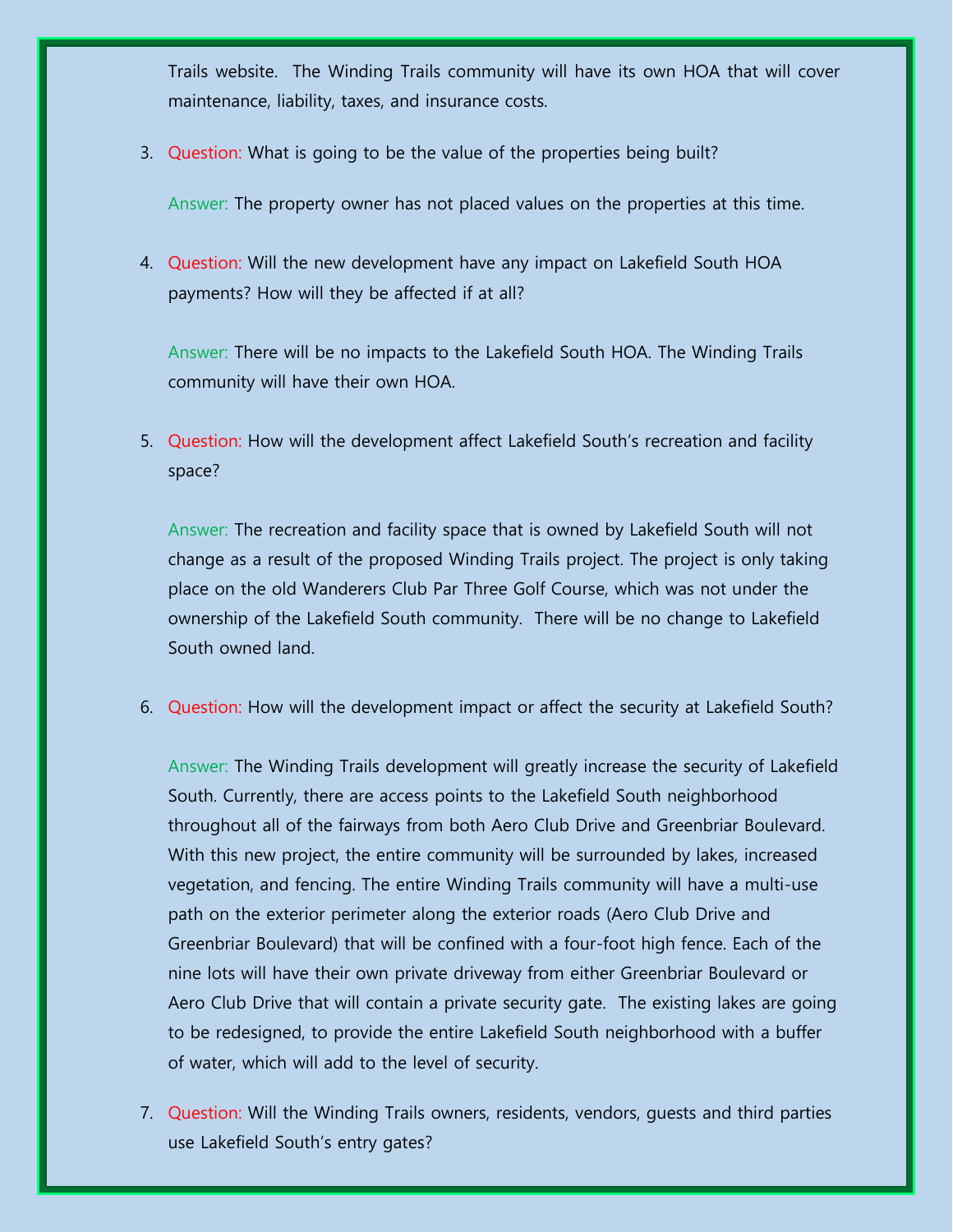Trails website. The Winding Trails community will have its own HOA that will cover maintenance, liability, taxes, and insurance costs.

3. Question: What is going to be the value of the properties being built?

   Answer: The property owner has not placed values on the properties at this time.

4. Question: Will the new development have any impact on Lakefield South HOA payments? How will they be affected if at all?

   Answer: There will be no impacts to the Lakefield South HOA. The Winding Trails community will have their own HOA.

5. Question: How will the development affect Lakefield South's recreation and facility space?

   Answer: The recreation and facility space that is owned by Lakefield South will not change as a result of the proposed Winding Trails project. The project is only taking place on the old Wanderers Club Par Three Golf Course, which was not under the ownership of the Lakefield South community. There will be no change to Lakefield South owned land.

6. Question: How will the development impact or affect the security at Lakefield South?

   Answer: The Winding Trails development will greatly increase the security of Lakefield South. Currently, there are access points to the Lakefield South neighborhood throughout all of the fairways from both Aero Club Drive and Greenbriar Boulevard. With this new project, the entire community will be surrounded by lakes, increased vegetation, and fencing. The entire Winding Trails community will have a multi-use path on the exterior perimeter along the exterior roads (Aero Club Drive and Greenbriar Boulevard) that will be confined with a four-foot high fence. Each of the nine lots will have their own private driveway from either Greenbriar Boulevard or Aero Club Drive that will contain a private security gate. The existing lakes are going to be redesigned, to provide the entire Lakefield South neighborhood with a buffer of water, which will add to the level of security.

7. Question: Will the Winding Trails owners, residents, vendors, guests and third parties use Lakefield South's entry gates?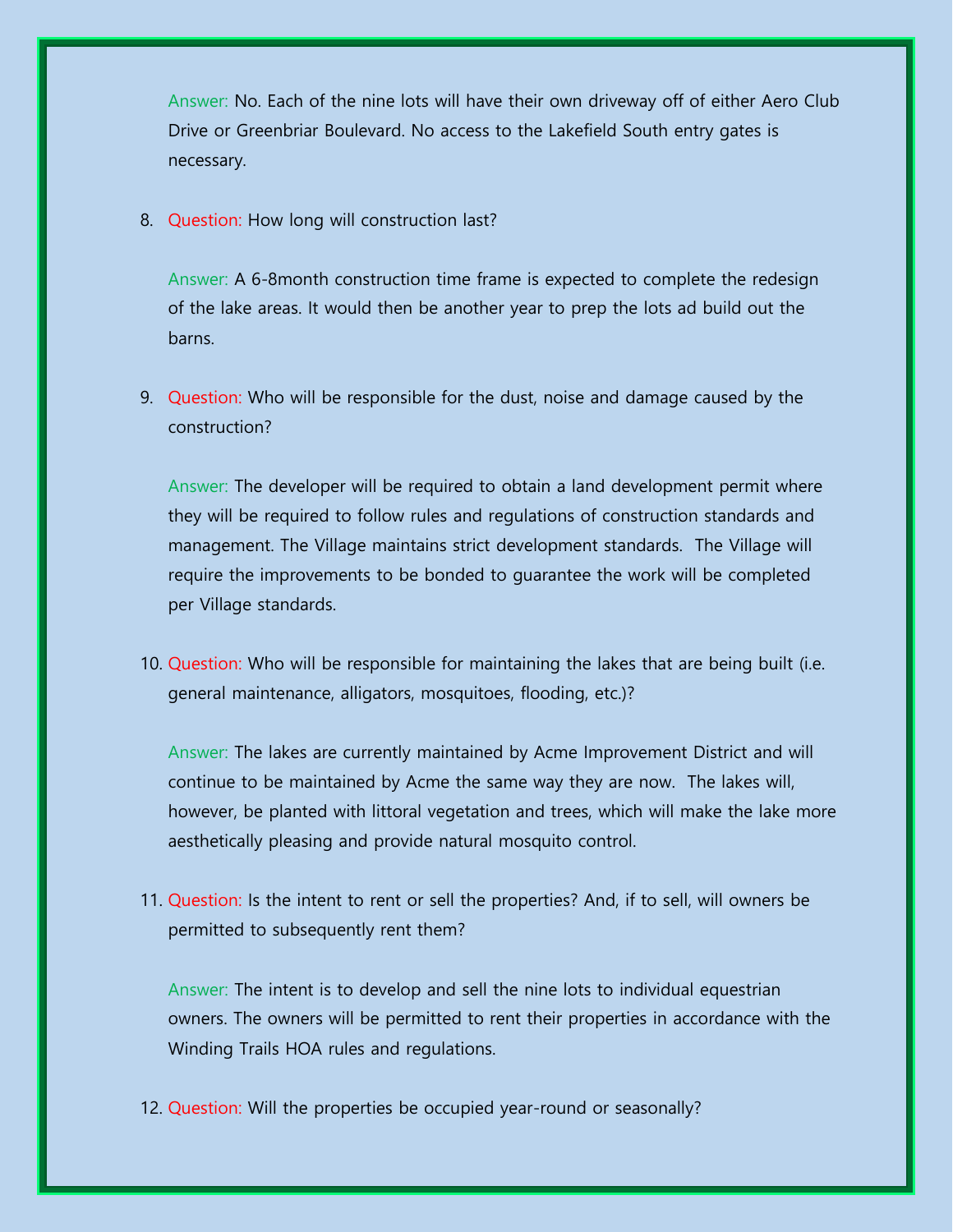Answer: No. Each of the nine lots will have their own driveway off of either Aero Club Drive or Greenbriar Boulevard. No access to the Lakefield South entry gates is necessary.

8. Question: How long will construction last?

   Answer: A 6-8month construction time frame is expected to complete the redesign of the lake areas. It would then be another year to prep the lots ad build out the barns.

9. Question: Who will be responsible for the dust, noise and damage caused by the construction?

   Answer: The developer will be required to obtain a land development permit where they will be required to follow rules and regulations of construction standards and management. The Village maintains strict development standards. The Village will require the improvements to be bonded to guarantee the work will be completed per Village standards.

10. Question: Who will be responsible for maintaining the lakes that are being built (i.e. general maintenance, alligators, mosquitoes, flooding, etc.)?

    Answer: The lakes are currently maintained by Acme Improvement District and will continue to be maintained by Acme the same way they are now. The lakes will, however, be planted with littoral vegetation and trees, which will make the lake more aesthetically pleasing and provide natural mosquito control.

11. Question: Is the intent to rent or sell the properties? And, if to sell, will owners be permitted to subsequently rent them?

    Answer: The intent is to develop and sell the nine lots to individual equestrian owners. The owners will be permitted to rent their properties in accordance with the Winding Trails HOA rules and regulations.

12. Question: Will the properties be occupied year-round or seasonally?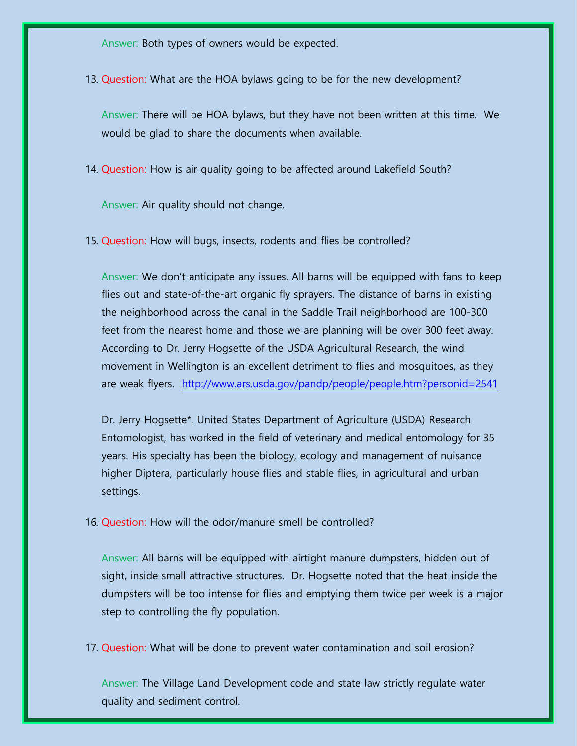Answer: Both types of owners would be expected.

13. Question: What are the HOA bylaws going to be for the new development?

    Answer: There will be HOA bylaws, but they have not been written at this time. We would be glad to share the documents when available.

14. Question: How is air quality going to be affected around Lakefield South?

    Answer: Air quality should not change.

15. Question: How will bugs, insects, rodents and flies be controlled?

    Answer: We don't anticipate any issues. All barns will be equipped with fans to keep flies out and state-of-the-art organic fly sprayers. The distance of barns in existing the neighborhood across the canal in the Saddle Trail neighborhood are 100-300 feet from the nearest home and those we are planning will be over 300 feet away. According to Dr. Jerry Hogsette of the USDA Agricultural Research, the wind movement in Wellington is an excellent detriment to flies and mosquitoes, as they are weak flyers. http://www.ars.usda.gov/pandp/people/people.htm?personid=2541

    Dr. Jerry Hogsette*, United States Department of Agriculture (USDA) Research Entomologist, has worked in the field of veterinary and medical entomology for 35 years. His specialty has been the biology, ecology and management of nuisance higher Diptera, particularly house flies and stable flies, in agricultural and urban settings.

16. Question: How will the odor/manure smell be controlled?

    Answer: All barns will be equipped with airtight manure dumpsters, hidden out of sight, inside small attractive structures. Dr. Hogsette noted that the heat inside the dumpsters will be too intense for flies and emptying them twice per week is a major step to controlling the fly population.

17. Question: What will be done to prevent water contamination and soil erosion?

    Answer: The Village Land Development code and state law strictly regulate water quality and sediment control.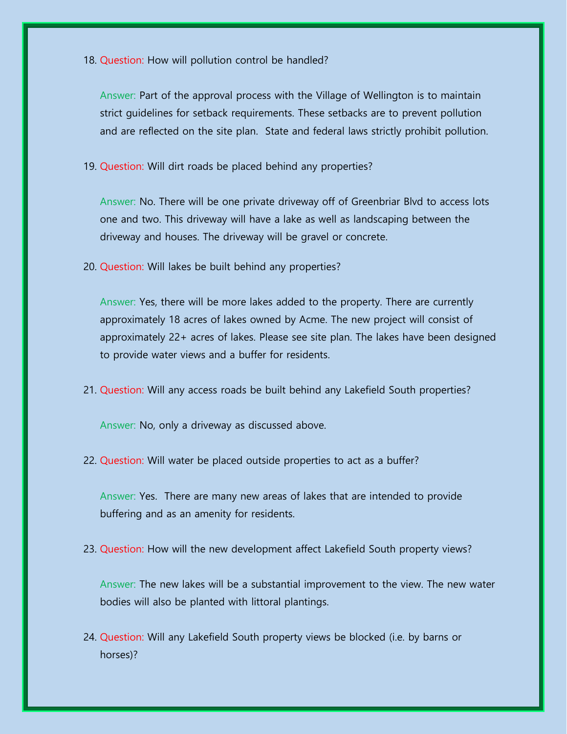18. **Question:** How will pollution control be handled?

    **Answer:** Part of the approval process with the Village of Wellington is to maintain strict guidelines for setback requirements. These setbacks are to prevent pollution and are reflected on the site plan. State and federal laws strictly prohibit pollution.

19. **Question:** Will dirt roads be placed behind any properties?

    **Answer:** No. There will be one private driveway off of Greenbriar Blvd to access lots one and two. This driveway will have a lake as well as landscaping between the driveway and houses. The driveway will be gravel or concrete.

20. **Question:** Will lakes be built behind any properties?

    **Answer:** Yes, there will be more lakes added to the property. There are currently approximately 18 acres of lakes owned by Acme. The new project will consist of approximately 22+ acres of lakes. Please see site plan. The lakes have been designed to provide water views and a buffer for residents.

21. **Question:** Will any access roads be built behind any Lakefield South properties?

    **Answer:** No, only a driveway as discussed above.

22. **Question:** Will water be placed outside properties to act as a buffer?

    **Answer:** Yes. There are many new areas of lakes that are intended to provide buffering and as an amenity for residents.

23. **Question:** How will the new development affect Lakefield South property views?

    **Answer:** The new lakes will be a substantial improvement to the view. The new water bodies will also be planted with littoral plantings.

24. **Question:** Will any Lakefield South property views be blocked (i.e. by barns or horses)?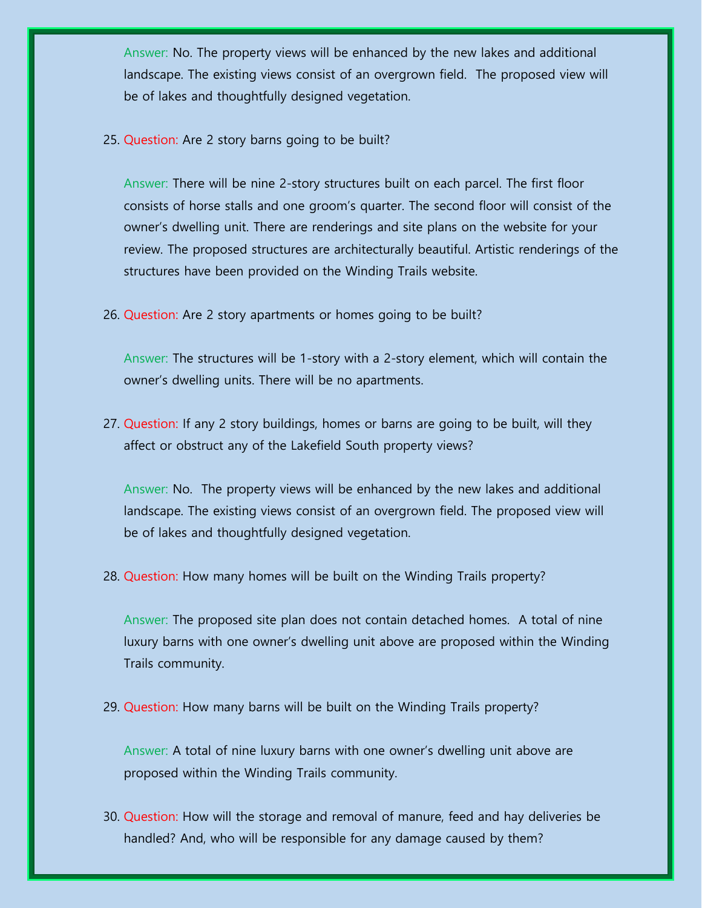Answer: No. The property views will be enhanced by the new lakes and additional landscape. The existing views consist of an overgrown field. The proposed view will be of lakes and thoughtfully designed vegetation.

25. Question: Are 2 story barns going to be built?

    Answer: There will be nine 2-story structures built on each parcel. The first floor consists of horse stalls and one groom's quarter. The second floor will consist of the owner's dwelling unit. There are renderings and site plans on the website for your review. The proposed structures are architecturally beautiful. Artistic renderings of the structures have been provided on the Winding Trails website.

26. Question: Are 2 story apartments or homes going to be built?

    Answer: The structures will be 1-story with a 2-story element, which will contain the owner's dwelling units. There will be no apartments.

27. Question: If any 2 story buildings, homes or barns are going to be built, will they affect or obstruct any of the Lakefield South property views?

    Answer: No. The property views will be enhanced by the new lakes and additional landscape. The existing views consist of an overgrown field. The proposed view will be of lakes and thoughtfully designed vegetation.

28. Question: How many homes will be built on the Winding Trails property?

    Answer: The proposed site plan does not contain detached homes. A total of nine luxury barns with one owner's dwelling unit above are proposed within the Winding Trails community.

29. Question: How many barns will be built on the Winding Trails property?

    Answer: A total of nine luxury barns with one owner's dwelling unit above are proposed within the Winding Trails community.

30. Question: How will the storage and removal of manure, feed and hay deliveries be handled? And, who will be responsible for any damage caused by them?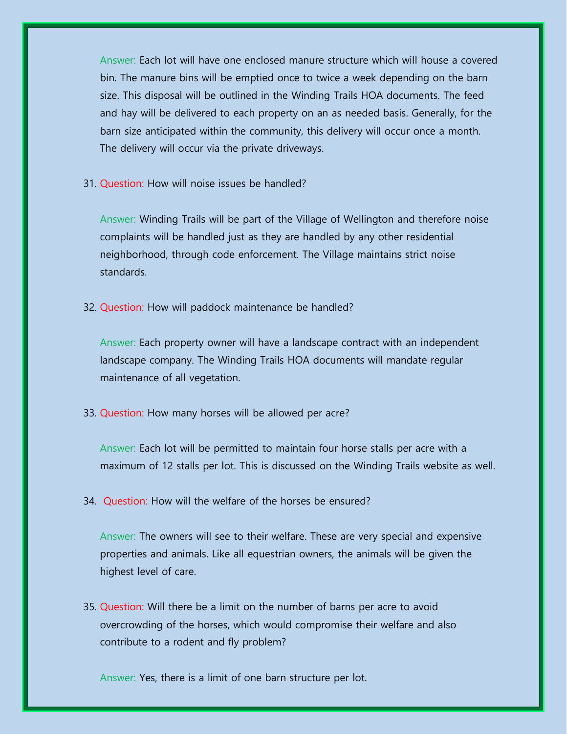**Answer:** Each lot will have one enclosed manure structure which will house a covered bin. The manure bins will be emptied once to twice a week depending on the barn size. This disposal will be outlined in the Winding Trails HOA documents. The feed and hay will be delivered to each property on an as needed basis. Generally, for the barn size anticipated within the community, this delivery will occur once a month. The delivery will occur via the private driveways.

31. **Question:** How will noise issues be handled?

    **Answer:** Winding Trails will be part of the Village of Wellington and therefore noise complaints will be handled just as they are handled by any other residential neighborhood, through code enforcement. The Village maintains strict noise standards.

32. **Question:** How will paddock maintenance be handled?

    **Answer:** Each property owner will have a landscape contract with an independent landscape company. The Winding Trails HOA documents will mandate regular maintenance of all vegetation.

33. **Question:** How many horses will be allowed per acre?

    **Answer:** Each lot will be permitted to maintain four horse stalls per acre with a maximum of 12 stalls per lot. This is discussed on the Winding Trails website as well.

34. **Question:** How will the welfare of the horses be ensured?

    **Answer:** The owners will see to their welfare. These are very special and expensive properties and animals. Like all equestrian owners, the animals will be given the highest level of care.

35. **Question:** Will there be a limit on the number of barns per acre to avoid overcrowding of the horses, which would compromise their welfare and also contribute to a rodent and fly problem?

    **Answer:** Yes, there is a limit of one barn structure per lot.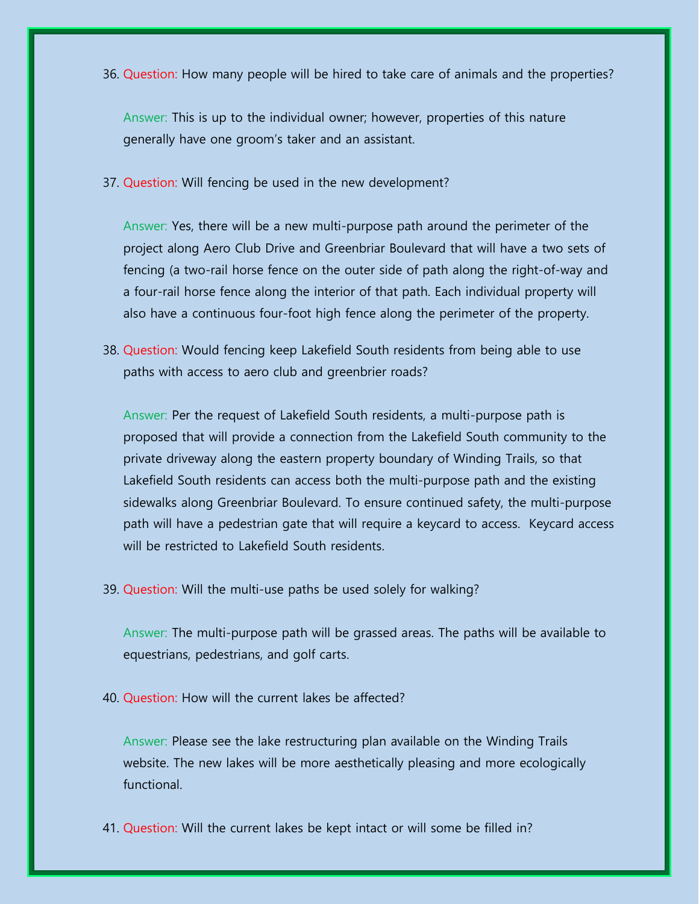36. Question: How many people will be hired to take care of animals and the properties?

    Answer: This is up to the individual owner; however, properties of this nature generally have one groom's taker and an assistant.

37. Question: Will fencing be used in the new development?

    Answer: Yes, there will be a new multi-purpose path around the perimeter of the project along Aero Club Drive and Greenbriar Boulevard that will have a two sets of fencing (a two-rail horse fence on the outer side of path along the right-of-way and a four-rail horse fence along the interior of that path. Each individual property will also have a continuous four-foot high fence along the perimeter of the property.

38. Question: Would fencing keep Lakefield South residents from being able to use paths with access to aero club and greenbrier roads?

    Answer: Per the request of Lakefield South residents, a multi-purpose path is proposed that will provide a connection from the Lakefield South community to the private driveway along the eastern property boundary of Winding Trails, so that Lakefield South residents can access both the multi-purpose path and the existing sidewalks along Greenbriar Boulevard. To ensure continued safety, the multi-purpose path will have a pedestrian gate that will require a keycard to access. Keycard access will be restricted to Lakefield South residents.

39. Question: Will the multi-use paths be used solely for walking?

    Answer: The multi-purpose path will be grassed areas. The paths will be available to equestrians, pedestrians, and golf carts.

40. Question: How will the current lakes be affected?

    Answer: Please see the lake restructuring plan available on the Winding Trails website. The new lakes will be more aesthetically pleasing and more ecologically functional.

41. Question: Will the current lakes be kept intact or will some be filled in?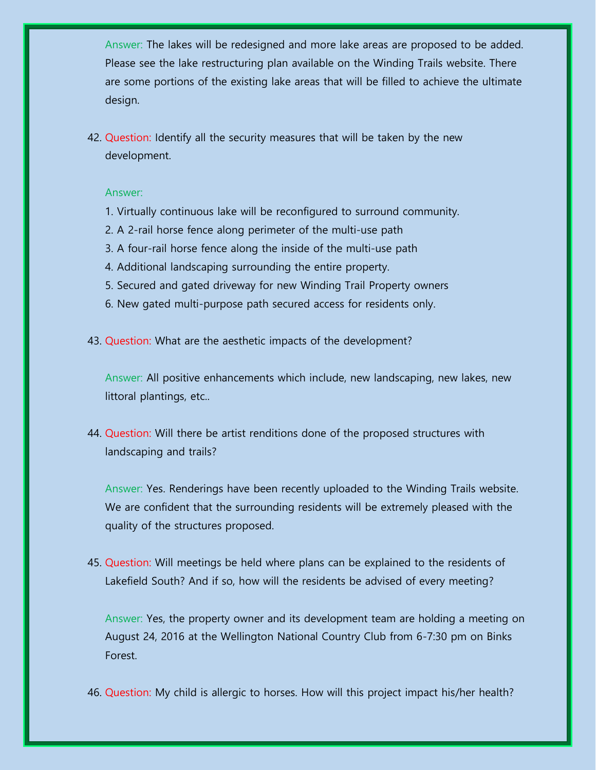Answer: The lakes will be redesigned and more lake areas are proposed to be added. Please see the lake restructuring plan available on the Winding Trails website. There are some portions of the existing lake areas that will be filled to achieve the ultimate design.

42. Question: Identify all the security measures that will be taken by the new development.

    Answer:

    1. Virtually continuous lake will be reconfigured to surround community.
    2. A 2-rail horse fence along perimeter of the multi-use path
    3. A four-rail horse fence along the inside of the multi-use path
    4. Additional landscaping surrounding the entire property.
    5. Secured and gated driveway for new Winding Trail Property owners
    6. New gated multi-purpose path secured access for residents only.

43. Question: What are the aesthetic impacts of the development?

    Answer: All positive enhancements which include, new landscaping, new lakes, new littoral plantings, etc..

44. Question: Will there be artist renditions done of the proposed structures with landscaping and trails?

    Answer: Yes. Renderings have been recently uploaded to the Winding Trails website. We are confident that the surrounding residents will be extremely pleased with the quality of the structures proposed.

45. Question: Will meetings be held where plans can be explained to the residents of Lakefield South? And if so, how will the residents be advised of every meeting?

    Answer: Yes, the property owner and its development team are holding a meeting on August 24, 2016 at the Wellington National Country Club from 6-7:30 pm on Binks Forest.

46. Question: My child is allergic to horses. How will this project impact his/her health?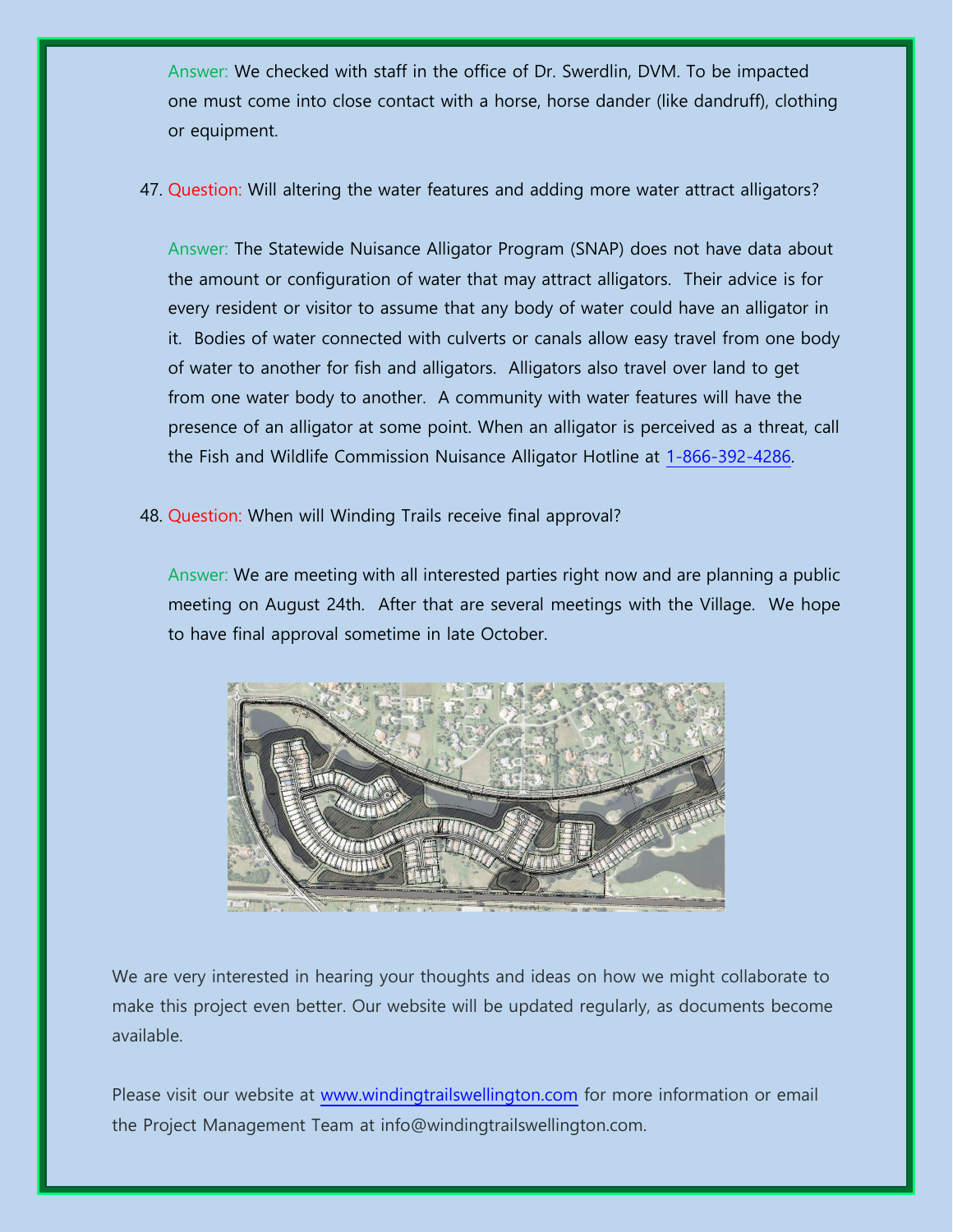Answer: We checked with staff in the office of Dr. Swerdlin, DVM. To be impacted one must come into close contact with a horse, horse dander (like dandruff), clothing or equipment.

47. Question: Will altering the water features and adding more water attract alligators?

    Answer: The Statewide Nuisance Alligator Program (SNAP) does not have data about the amount or configuration of water that may attract alligators. Their advice is for every resident or visitor to assume that any body of water could have an alligator in it. Bodies of water connected with culverts or canals allow easy travel from one body of water to another for fish and alligators. Alligators also travel over land to get from one water body to another. A community with water features will have the presence of an alligator at some point. When an alligator is perceived as a threat, call the Fish and Wildlife Commission Nuisance Alligator Hotline at 1-866-392-4286.

48. Question: When will Winding Trails receive final approval?

    Answer: We are meeting with all interested parties right now and are planning a public meeting on August 24th. After that are several meetings with the Village. We hope to have final approval sometime in late October.

We are very interested in hearing your thoughts and ideas on how we might collaborate to make this project even better. Our website will be updated regularly, as documents become available.

Please visit our website at www.windingtrailswellington.com for more information or email the Project Management Team at info@windingtrailswellington.com.